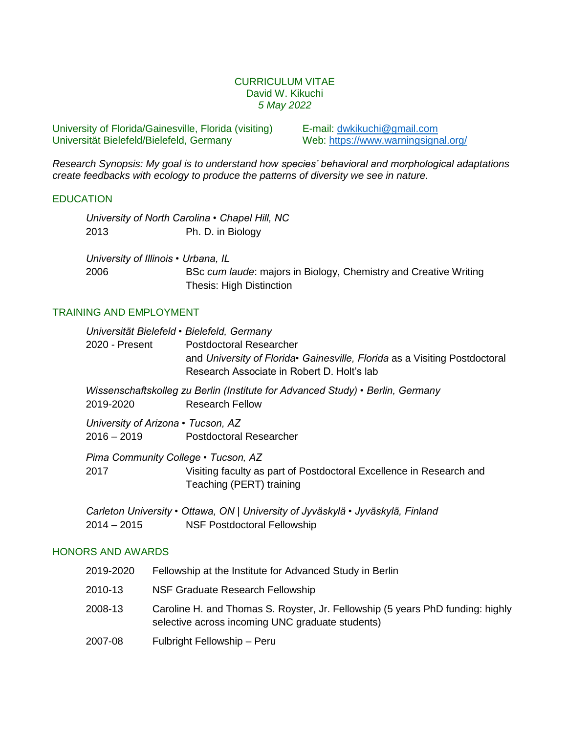# CURRICULUM VITAE

David W. Kikuchi

*5 May 2022*

University of Florida/Gainesville, Florida (visiting)
Universität Bielefeld/Bielefeld, Germany

E-mail: dwkikuchi@gmail.com
Web: https://www.warningsignal.org/

*Research Synopsis: My goal is to understand how species' behavioral and morphological adaptations create feedbacks with ecology to produce the patterns of diversity we see in nature.*

## EDUCATION

*University of North Carolina • Chapel Hill, NC*
2013 Ph. D. in Biology

*University of Illinois • Urbana, IL*
2006 BSc *cum laude*: majors in Biology, Chemistry and Creative Writing
Thesis: High Distinction

## TRAINING AND EMPLOYMENT

*Universität Bielefeld • Bielefeld, Germany*
2020 - Present Postdoctoral Researcher
and *University of Florida• Gainesville, Florida* as a Visiting Postdoctoral Research Associate in Robert D. Holt's lab

*Wissenschaftskolleg zu Berlin (Institute for Advanced Study) • Berlin, Germany*
2019-2020 Research Fellow

*University of Arizona • Tucson, AZ*
2016 – 2019 Postdoctoral Researcher

*Pima Community College • Tucson, AZ*
2017 Visiting faculty as part of Postdoctoral Excellence in Research and Teaching (PERT) training

*Carleton University • Ottawa, ON | University of Jyväskylä • Jyväskylä, Finland*
2014 – 2015 NSF Postdoctoral Fellowship

## HONORS AND AWARDS

2019-2020 Fellowship at the Institute for Advanced Study in Berlin

2010-13 NSF Graduate Research Fellowship

2008-13 Caroline H. and Thomas S. Royster, Jr. Fellowship (5 years PhD funding: highly selective across incoming UNC graduate students)

2007-08 Fulbright Fellowship – Peru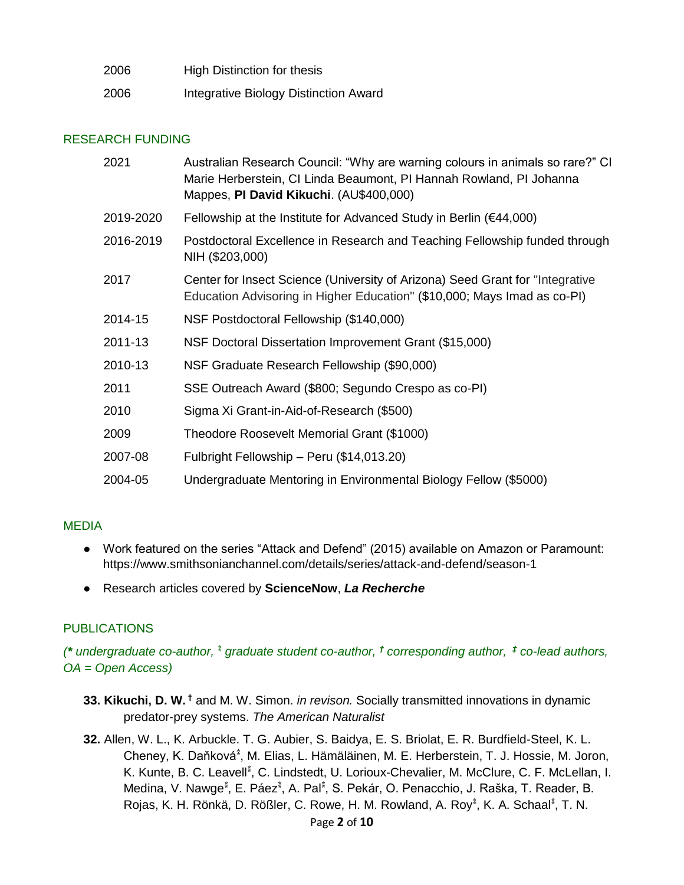2006 High Distinction for thesis

2006 Integrative Biology Distinction Award

## RESEARCH FUNDING

2021 Australian Research Council: "Why are warning colours in animals so rare?" CI Marie Herberstein, CI Linda Beaumont, PI Hannah Rowland, PI Johanna Mappes, **PI David Kikuchi**. (AU$400,000)

2019-2020 Fellowship at the Institute for Advanced Study in Berlin (€44,000)

2016-2019 Postdoctoral Excellence in Research and Teaching Fellowship funded through NIH ($203,000)

2017 Center for Insect Science (University of Arizona) Seed Grant for "Integrative Education Advising in Higher Education" ($10,000; Mays Imad as co-PI)

2014-15 NSF Postdoctoral Fellowship ($140,000)

2011-13 NSF Doctoral Dissertation Improvement Grant ($15,000)

2010-13 NSF Graduate Research Fellowship ($90,000)

2011 SSE Outreach Award ($800; Segundo Crespo as co-PI)

2010 Sigma Xi Grant-in-Aid-of-Research ($500)

2009 Theodore Roosevelt Memorial Grant ($1000)

2007-08 Fulbright Fellowship – Peru ($14,013.20)

2004-05 Undergraduate Mentoring in Environmental Biology Fellow ($5000)

## MEDIA

- Work featured on the series "Attack and Defend" (2015) available on Amazon or Paramount: https://www.smithsonianchannel.com/details/series/attack-and-defend/season-1
- Research articles covered by **ScienceNow**, ***La Recherche***

## PUBLICATIONS

*(\* undergraduate co-author, ⁑ graduate student co-author, † corresponding author, ‡ co-lead authors, OA = Open Access)*

**33. Kikuchi, D. W.** † and M. W. Simon. *in revison.* Socially transmitted innovations in dynamic predator-prey systems. *The American Naturalist*

**32.** Allen, W. L., K. Arbuckle. T. G. Aubier, S. Baidya, E. S. Briolat, E. R. Burdfield-Steel, K. L. Cheney, K. Daňková⁑, M. Elias, L. Hämäläinen, M. E. Herberstein, T. J. Hossie, M. Joron, K. Kunte, B. C. Leavell⁑, C. Lindstedt, U. Lorioux-Chevalier, M. McClure, C. F. McLellan, I. Medina, V. Nawge⁑, E. Páez⁑, A. Pal⁑, S. Pekár, O. Penacchio, J. Raška, T. Reader, B. Rojas, K. H. Rönkä, D. Rößler, C. Rowe, H. M. Rowland, A. Roy⁑, K. A. Schaal⁑, T. N.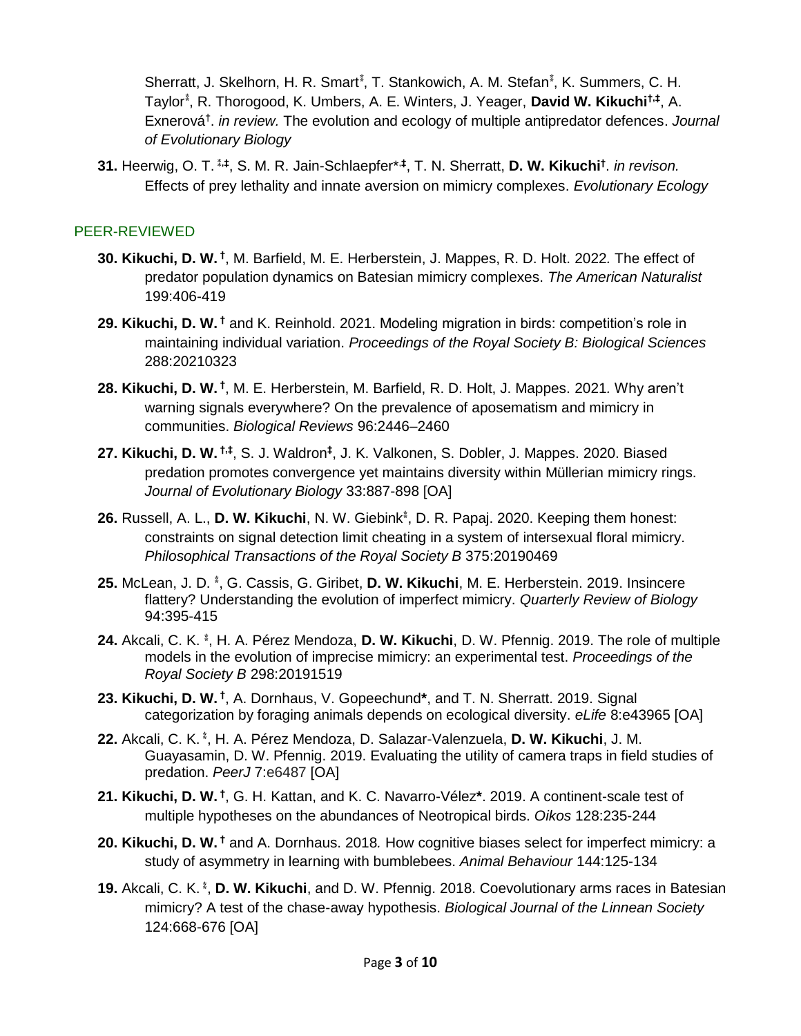Sherratt, J. Skelhorn, H. R. Smart[⁑], T. Stankowich, A. M. Stefan[⁑], K. Summers, C. H. Taylor[⁑], R. Thorogood, K. Umbers, A. E. Winters, J. Yeager, **David W. Kikuchi[†,‡]**, A. Exnerová[†]. *in review.* The evolution and ecology of multiple antipredator defences. *Journal of Evolutionary Biology*

**31.** Heerwig, O. T. [⁑,‡], S. M. R. Jain-Schlaepfer[*,‡], T. N. Sherratt, **D. W. Kikuchi[†]**. *in revison.* Effects of prey lethality and innate aversion on mimicry complexes. *Evolutionary Ecology*

## PEER-REVIEWED

**30. Kikuchi, D. W.[†]**, M. Barfield, M. E. Herberstein, J. Mappes, R. D. Holt. 2022. The effect of predator population dynamics on Batesian mimicry complexes. *The American Naturalist* 199:406-419

**29. Kikuchi, D. W.[†]** and K. Reinhold. 2021. Modeling migration in birds: competition's role in maintaining individual variation. *Proceedings of the Royal Society B: Biological Sciences* 288:20210323

**28. Kikuchi, D. W.[†]**, M. E. Herberstein, M. Barfield, R. D. Holt, J. Mappes. 2021. Why aren't warning signals everywhere? On the prevalence of aposematism and mimicry in communities. *Biological Reviews* 96:2446–2460

**27. Kikuchi, D. W.[†,‡]**, S. J. Waldron[‡], J. K. Valkonen, S. Dobler, J. Mappes. 2020. Biased predation promotes convergence yet maintains diversity within Müllerian mimicry rings. *Journal of Evolutionary Biology* 33:887-898 [OA]

**26.** Russell, A. L., **D. W. Kikuchi**, N. W. Giebink[⁑], D. R. Papaj. 2020. Keeping them honest: constraints on signal detection limit cheating in a system of intersexual floral mimicry. *Philosophical Transactions of the Royal Society B* 375:20190469

**25.** McLean, J. D. [⁑], G. Cassis, G. Giribet, **D. W. Kikuchi**, M. E. Herberstein. 2019. Insincere flattery? Understanding the evolution of imperfect mimicry. *Quarterly Review of Biology* 94:395-415

**24.** Akcali, C. K. [⁑], H. A. Pérez Mendoza, **D. W. Kikuchi**, D. W. Pfennig. 2019. The role of multiple models in the evolution of imprecise mimicry: an experimental test. *Proceedings of the Royal Society B* 298:20191519

**23. Kikuchi, D. W.[†]**, A. Dornhaus, V. Gopeechund**\***, and T. N. Sherratt. 2019. Signal categorization by foraging animals depends on ecological diversity. *eLife* 8:e43965 [OA]

**22.** Akcali, C. K. [⁑], H. A. Pérez Mendoza, D. Salazar-Valenzuela, **D. W. Kikuchi**, J. M. Guayasamin, D. W. Pfennig. 2019. Evaluating the utility of camera traps in field studies of predation. *PeerJ* 7:e6487 [OA]

**21. Kikuchi, D. W.[†]**, G. H. Kattan, and K. C. Navarro-Vélez**\***. 2019. A continent-scale test of multiple hypotheses on the abundances of Neotropical birds. *Oikos* 128:235-244

**20. Kikuchi, D. W.[†]** and A. Dornhaus. 2018. How cognitive biases select for imperfect mimicry: a study of asymmetry in learning with bumblebees. *Animal Behaviour* 144:125-134

**19.** Akcali, C. K. [⁑], **D. W. Kikuchi**, and D. W. Pfennig. 2018. Coevolutionary arms races in Batesian mimicry? A test of the chase-away hypothesis. *Biological Journal of the Linnean Society* 124:668-676 [OA]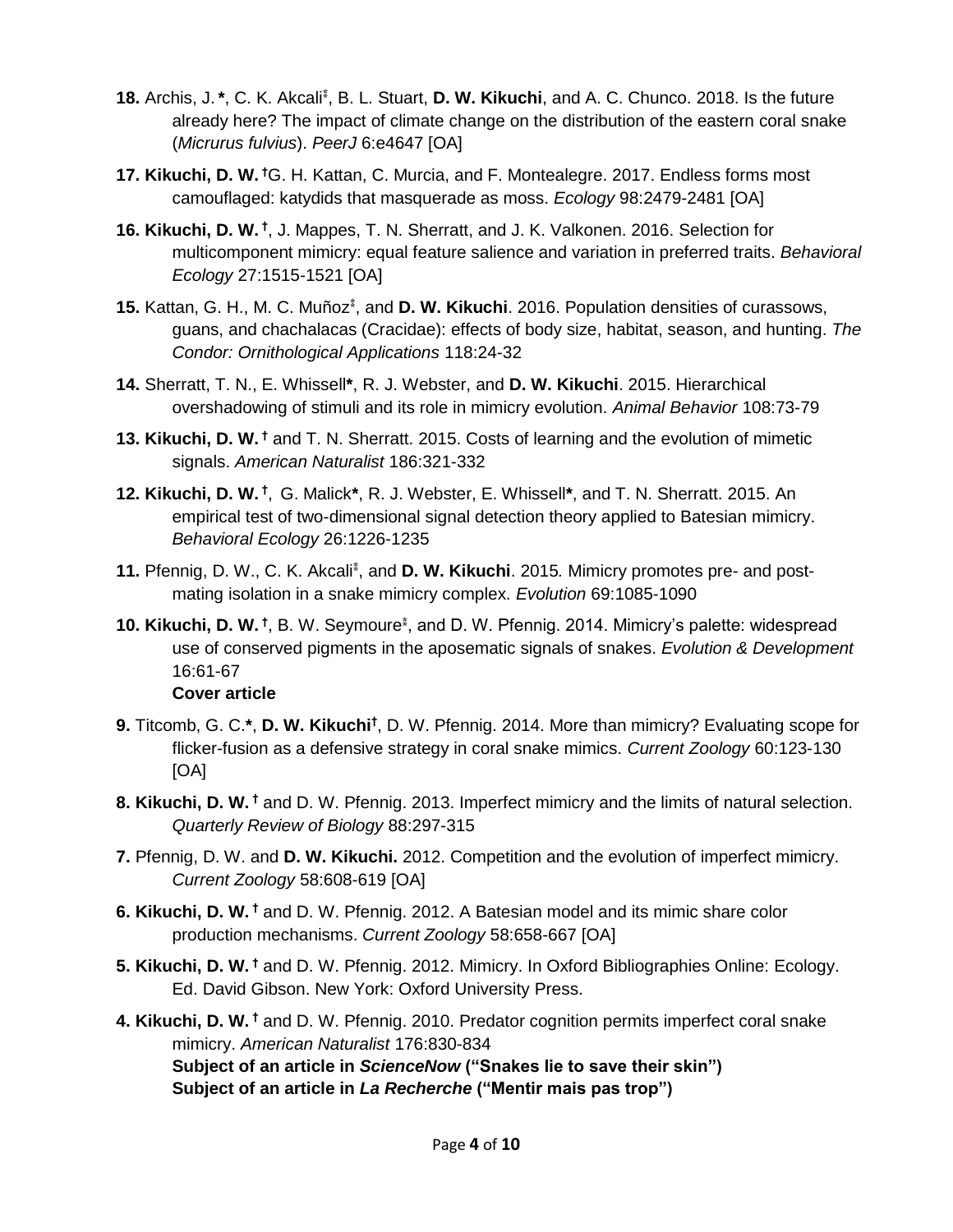**18.** Archis, J. **\***, C. K. Akcali[⁑], B. L. Stuart, **D. W. Kikuchi**, and A. C. Chunco. 2018. Is the future already here? The impact of climate change on the distribution of the eastern coral snake (*Micrurus fulvius*). *PeerJ* 6:e4647 [OA]

**17. Kikuchi, D. W.** [†] G. H. Kattan, C. Murcia, and F. Montealegre. 2017. Endless forms most camouflaged: katydids that masquerade as moss. *Ecology* 98:2479-2481 [OA]

**16. Kikuchi, D. W.** [†], J. Mappes, T. N. Sherratt, and J. K. Valkonen. 2016. Selection for multicomponent mimicry: equal feature salience and variation in preferred traits. *Behavioral Ecology* 27:1515-1521 [OA]

**15.** Kattan, G. H., M. C. Muñoz[⁑], and **D. W. Kikuchi**. 2016. Population densities of curassows, guans, and chachalacas (Cracidae): effects of body size, habitat, season, and hunting. *The Condor: Ornithological Applications* 118:24-32

**14.** Sherratt, T. N., E. Whissell**\***, R. J. Webster, and **D. W. Kikuchi**. 2015. Hierarchical overshadowing of stimuli and its role in mimicry evolution. *Animal Behavior* 108:73-79

**13. Kikuchi, D. W.** [†] and T. N. Sherratt. 2015. Costs of learning and the evolution of mimetic signals. *American Naturalist* 186:321-332

**12. Kikuchi, D. W.** [†], G. Malick**\***, R. J. Webster, E. Whissell**\***, and T. N. Sherratt. 2015. An empirical test of two-dimensional signal detection theory applied to Batesian mimicry. *Behavioral Ecology* 26:1226-1235

**11.** Pfennig, D. W., C. K. Akcali[⁑], and **D. W. Kikuchi**. 2015*.* Mimicry promotes pre- and post-mating isolation in a snake mimicry complex*. Evolution* 69:1085-1090

**10. Kikuchi, D. W.** [†], B. W. Seymoure[⁑], and D. W. Pfennig. 2014. Mimicry's palette: widespread use of conserved pigments in the aposematic signals of snakes. *Evolution & Development* 16:61-67
**Cover article**

**9.** Titcomb, G. C.**\***, **D. W. Kikuchi**[†], D. W. Pfennig. 2014. More than mimicry? Evaluating scope for flicker-fusion as a defensive strategy in coral snake mimics. *Current Zoology* 60:123-130 [OA]

**8. Kikuchi, D. W.** [†] and D. W. Pfennig. 2013. Imperfect mimicry and the limits of natural selection. *Quarterly Review of Biology* 88:297-315

**7.** Pfennig, D. W. and **D. W. Kikuchi.** 2012. Competition and the evolution of imperfect mimicry. *Current Zoology* 58:608-619 [OA]

**6. Kikuchi, D. W.** [†] and D. W. Pfennig. 2012. A Batesian model and its mimic share color production mechanisms. *Current Zoology* 58:658-667 [OA]

**5. Kikuchi, D. W.** [†] and D. W. Pfennig. 2012. Mimicry. In Oxford Bibliographies Online: Ecology. Ed. David Gibson. New York: Oxford University Press.

**4. Kikuchi, D. W.** [†] and D. W. Pfennig. 2010. Predator cognition permits imperfect coral snake mimicry. *American Naturalist* 176:830-834
**Subject of an article in *ScienceNow* ("Snakes lie to save their skin")**
**Subject of an article in *La Recherche* ("Mentir mais pas trop")**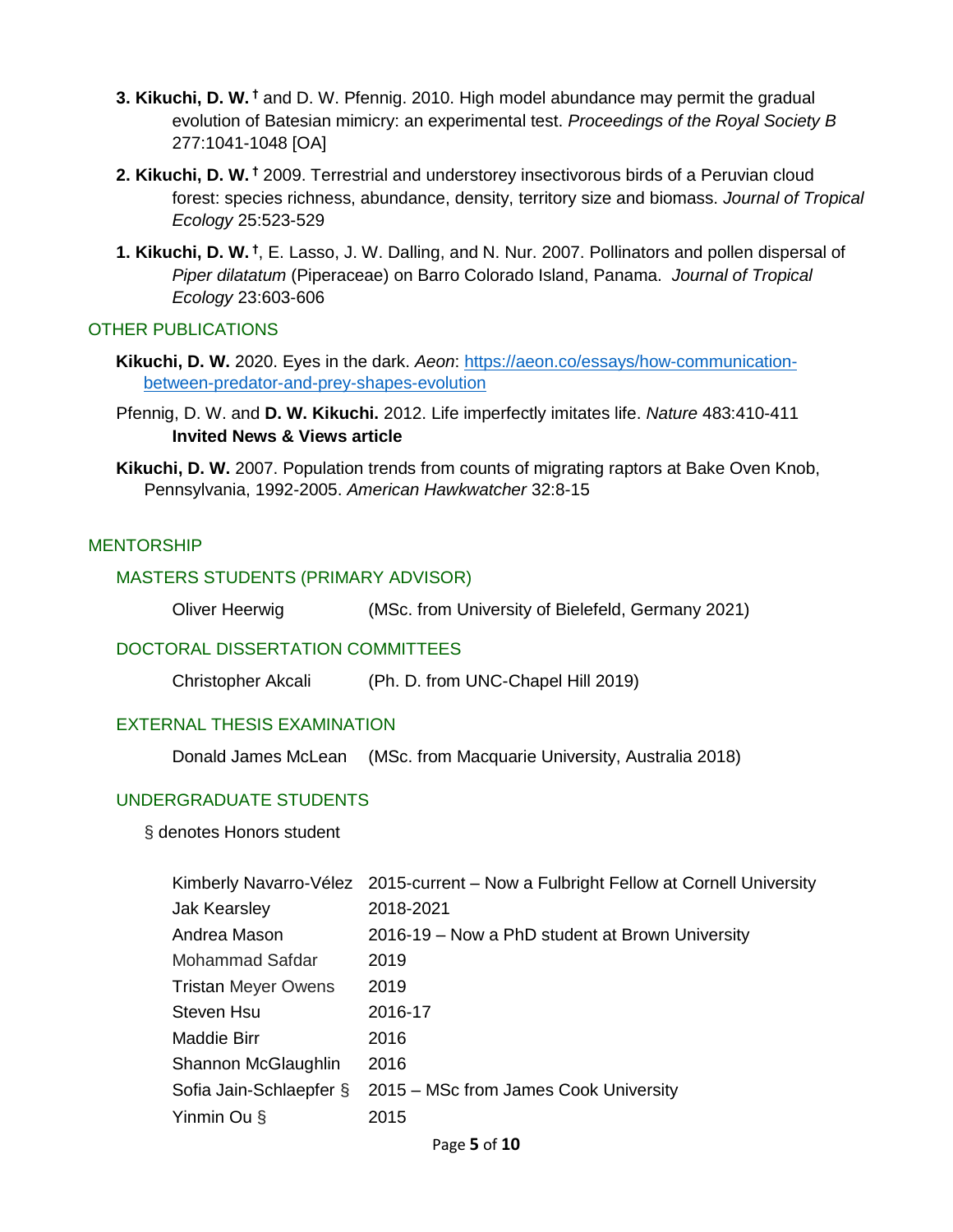**3. Kikuchi, D. W.** † and D. W. Pfennig. 2010. High model abundance may permit the gradual evolution of Batesian mimicry: an experimental test. *Proceedings of the Royal Society B* 277:1041-1048 [OA]

**2. Kikuchi, D. W.** † 2009. Terrestrial and understorey insectivorous birds of a Peruvian cloud forest: species richness, abundance, density, territory size and biomass. *Journal of Tropical Ecology* 25:523-529

**1. Kikuchi, D. W.** †, E. Lasso, J. W. Dalling, and N. Nur. 2007. Pollinators and pollen dispersal of *Piper dilatatum* (Piperaceae) on Barro Colorado Island, Panama. *Journal of Tropical Ecology* 23:603-606

## OTHER PUBLICATIONS

**Kikuchi, D. W.** 2020. Eyes in the dark. *Aeon*: https://aeon.co/essays/how-communication-between-predator-and-prey-shapes-evolution

Pfennig, D. W. and **D. W. Kikuchi.** 2012. Life imperfectly imitates life. *Nature* 483:410-411 **Invited News & Views article**

**Kikuchi, D. W.** 2007. Population trends from counts of migrating raptors at Bake Oven Knob, Pennsylvania, 1992-2005. *American Hawkwatcher* 32:8-15

## MENTORSHIP

### MASTERS STUDENTS (PRIMARY ADVISOR)

Oliver Heerwig (MSc. from University of Bielefeld, Germany 2021)

### DOCTORAL DISSERTATION COMMITTEES

Christopher Akcali (Ph. D. from UNC-Chapel Hill 2019)

### EXTERNAL THESIS EXAMINATION

Donald James McLean (MSc. from Macquarie University, Australia 2018)

### UNDERGRADUATE STUDENTS

§ denotes Honors student

| | |
|---|---|
| Kimberly Navarro-Vélez | 2015-current – Now a Fulbright Fellow at Cornell University |
| Jak Kearsley | 2018-2021 |
| Andrea Mason | 2016-19 – Now a PhD student at Brown University |
| Mohammad Safdar | 2019 |
| Tristan Meyer Owens | 2019 |
| Steven Hsu | 2016-17 |
| Maddie Birr | 2016 |
| Shannon McGlaughlin | 2016 |
| Sofia Jain-Schlaepfer § | 2015 – MSc from James Cook University |
| Yinmin Ou § | 2015 |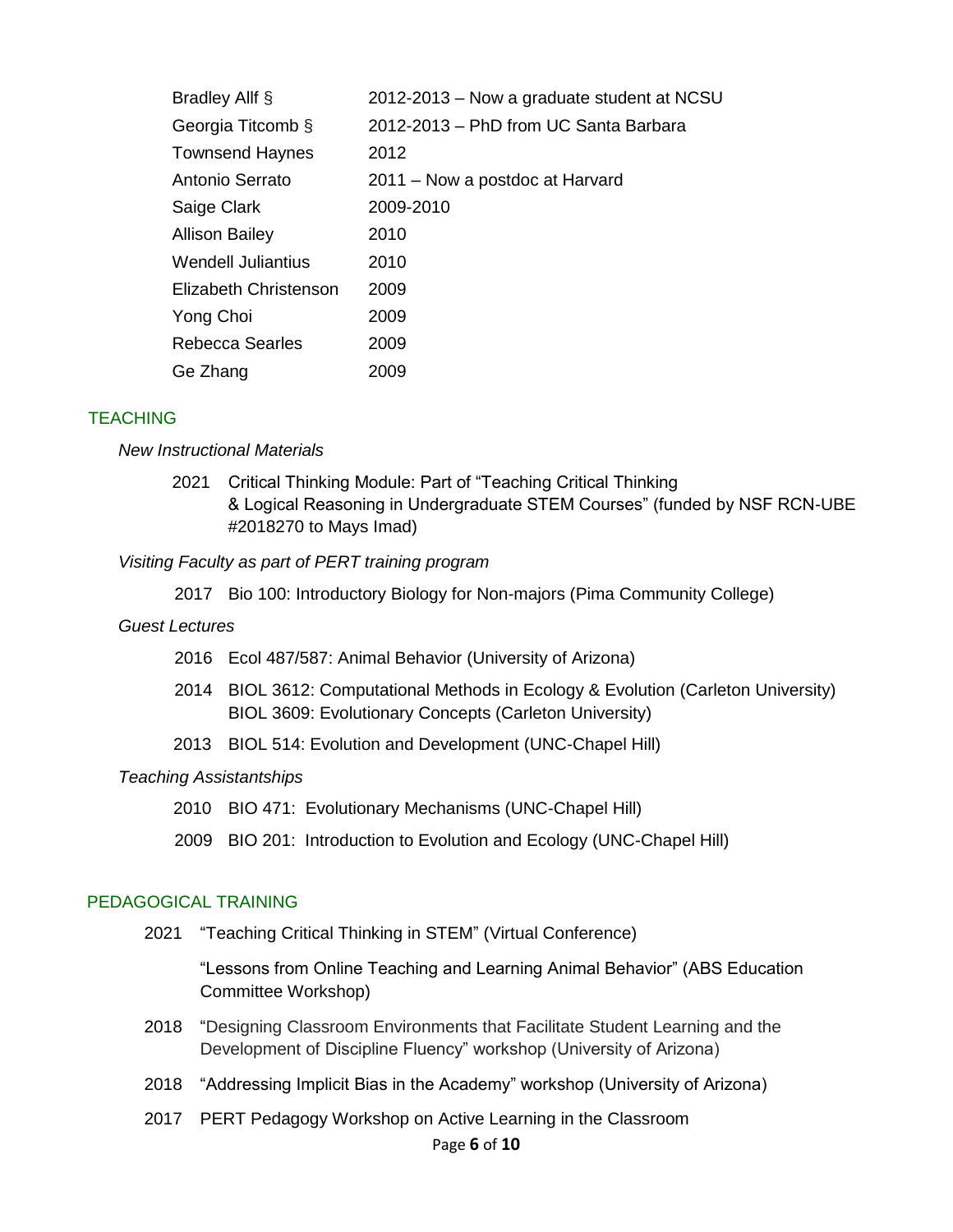| | |
|---|---|
| Bradley Allf § | 2012-2013 – Now a graduate student at NCSU |
| Georgia Titcomb § | 2012-2013 – PhD from UC Santa Barbara |
| Townsend Haynes | 2012 |
| Antonio Serrato | 2011 – Now a postdoc at Harvard |
| Saige Clark | 2009-2010 |
| Allison Bailey | 2010 |
| Wendell Juliantius | 2010 |
| Elizabeth Christenson | 2009 |
| Yong Choi | 2009 |
| Rebecca Searles | 2009 |
| Ge Zhang | 2009 |

## TEACHING

*New Instructional Materials*

2021 Critical Thinking Module: Part of "Teaching Critical Thinking & Logical Reasoning in Undergraduate STEM Courses" (funded by NSF RCN-UBE #2018270 to Mays Imad)

*Visiting Faculty as part of PERT training program*

2017 Bio 100: Introductory Biology for Non-majors (Pima Community College)

*Guest Lectures*

2016 Ecol 487/587: Animal Behavior (University of Arizona)

2014 BIOL 3612: Computational Methods in Ecology & Evolution (Carleton University)
BIOL 3609: Evolutionary Concepts (Carleton University)

2013 BIOL 514: Evolution and Development (UNC-Chapel Hill)

*Teaching Assistantships*

2010 BIO 471: Evolutionary Mechanisms (UNC-Chapel Hill)

2009 BIO 201: Introduction to Evolution and Ecology (UNC-Chapel Hill)

## PEDAGOGICAL TRAINING

2021 "Teaching Critical Thinking in STEM" (Virtual Conference)

"Lessons from Online Teaching and Learning Animal Behavior" (ABS Education Committee Workshop)

2018 "Designing Classroom Environments that Facilitate Student Learning and the Development of Discipline Fluency" workshop (University of Arizona)

2018 "Addressing Implicit Bias in the Academy" workshop (University of Arizona)

2017 PERT Pedagogy Workshop on Active Learning in the Classroom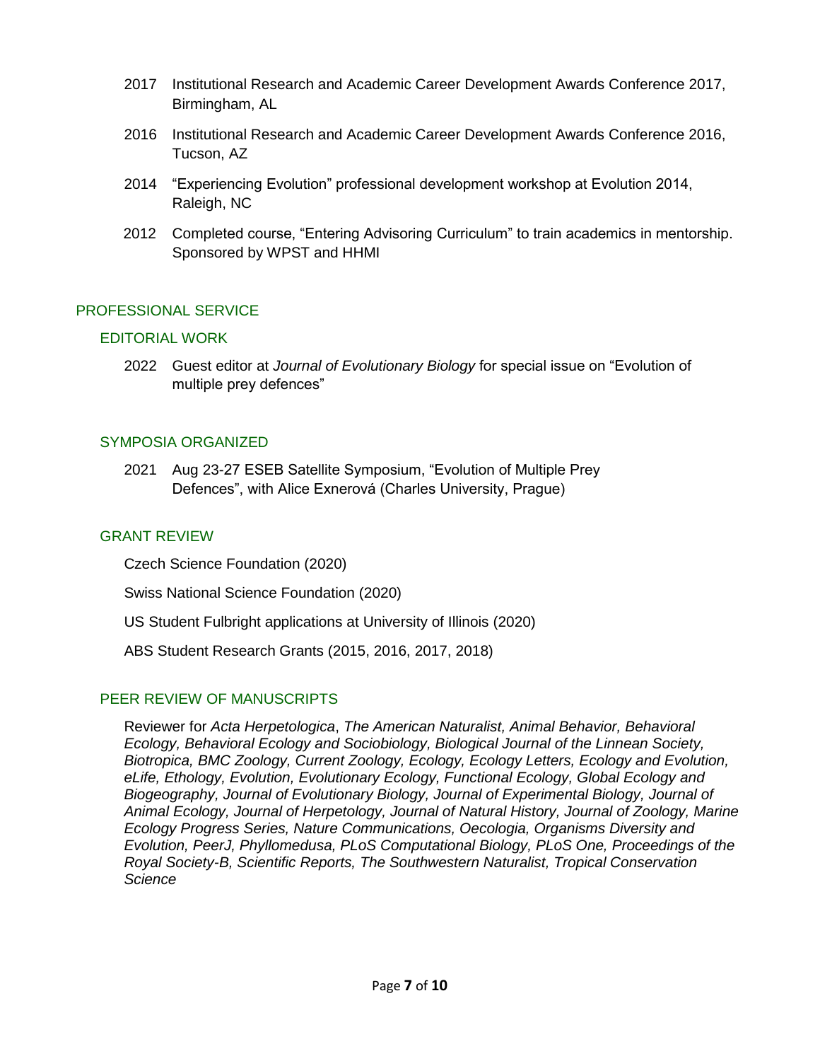2017 Institutional Research and Academic Career Development Awards Conference 2017, Birmingham, AL

2016 Institutional Research and Academic Career Development Awards Conference 2016, Tucson, AZ

2014 "Experiencing Evolution" professional development workshop at Evolution 2014, Raleigh, NC

2012 Completed course, "Entering Advisoring Curriculum" to train academics in mentorship. Sponsored by WPST and HHMI

## PROFESSIONAL SERVICE

### EDITORIAL WORK

2022 Guest editor at *Journal of Evolutionary Biology* for special issue on "Evolution of multiple prey defences"

### SYMPOSIA ORGANIZED

2021 Aug 23-27 ESEB Satellite Symposium, "Evolution of Multiple Prey Defences", with Alice Exnerová (Charles University, Prague)

### GRANT REVIEW

Czech Science Foundation (2020)

Swiss National Science Foundation (2020)

US Student Fulbright applications at University of Illinois (2020)

ABS Student Research Grants (2015, 2016, 2017, 2018)

### PEER REVIEW OF MANUSCRIPTS

Reviewer for *Acta Herpetologica*, *The American Naturalist, Animal Behavior, Behavioral Ecology, Behavioral Ecology and Sociobiology, Biological Journal of the Linnean Society, Biotropica, BMC Zoology, Current Zoology, Ecology, Ecology Letters, Ecology and Evolution, eLife, Ethology, Evolution, Evolutionary Ecology, Functional Ecology, Global Ecology and Biogeography, Journal of Evolutionary Biology, Journal of Experimental Biology, Journal of Animal Ecology, Journal of Herpetology, Journal of Natural History, Journal of Zoology, Marine Ecology Progress Series, Nature Communications, Oecologia, Organisms Diversity and Evolution, PeerJ, Phyllomedusa, PLoS Computational Biology, PLoS One, Proceedings of the Royal Society-B, Scientific Reports, The Southwestern Naturalist, Tropical Conservation Science*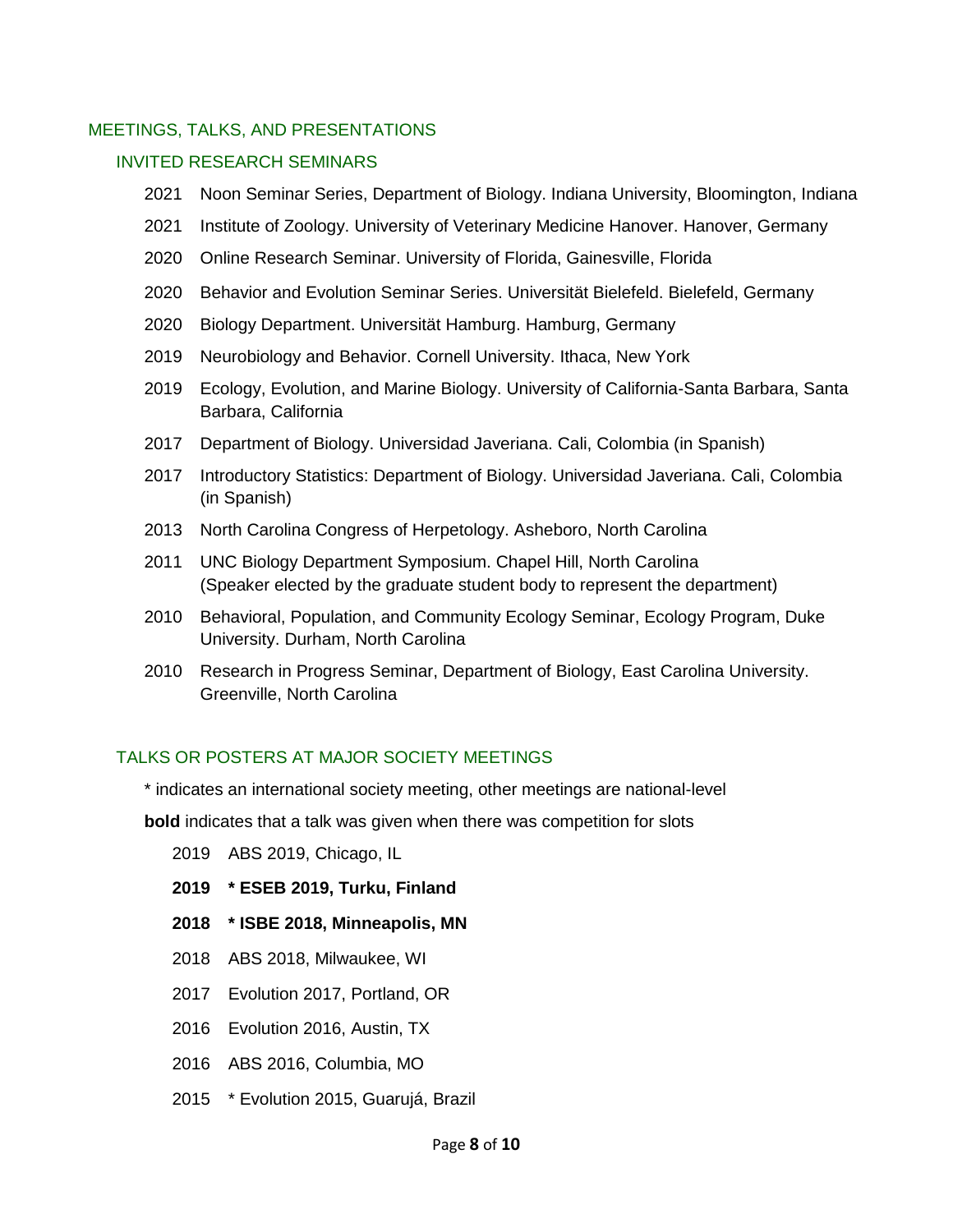## MEETINGS, TALKS, AND PRESENTATIONS

### INVITED RESEARCH SEMINARS

2021 Noon Seminar Series, Department of Biology. Indiana University, Bloomington, Indiana

2021 Institute of Zoology. University of Veterinary Medicine Hanover. Hanover, Germany

2020 Online Research Seminar. University of Florida, Gainesville, Florida

2020 Behavior and Evolution Seminar Series. Universität Bielefeld. Bielefeld, Germany

2020 Biology Department. Universität Hamburg. Hamburg, Germany

2019 Neurobiology and Behavior. Cornell University. Ithaca, New York

2019 Ecology, Evolution, and Marine Biology. University of California-Santa Barbara, Santa Barbara, California

2017 Department of Biology. Universidad Javeriana. Cali, Colombia (in Spanish)

2017 Introductory Statistics: Department of Biology. Universidad Javeriana. Cali, Colombia (in Spanish)

2013 North Carolina Congress of Herpetology. Asheboro, North Carolina

2011 UNC Biology Department Symposium. Chapel Hill, North Carolina
(Speaker elected by the graduate student body to represent the department)

2010 Behavioral, Population, and Community Ecology Seminar, Ecology Program, Duke University. Durham, North Carolina

2010 Research in Progress Seminar, Department of Biology, East Carolina University. Greenville, North Carolina

### TALKS OR POSTERS AT MAJOR SOCIETY MEETINGS

* indicates an international society meeting, other meetings are national-level

**bold** indicates that a talk was given when there was competition for slots

2019 ABS 2019, Chicago, IL

**2019 * ESEB 2019, Turku, Finland**

**2018 * ISBE 2018, Minneapolis, MN**

2018 ABS 2018, Milwaukee, WI

2017 Evolution 2017, Portland, OR

2016 Evolution 2016, Austin, TX

2016 ABS 2016, Columbia, MO

2015 * Evolution 2015, Guarujá, Brazil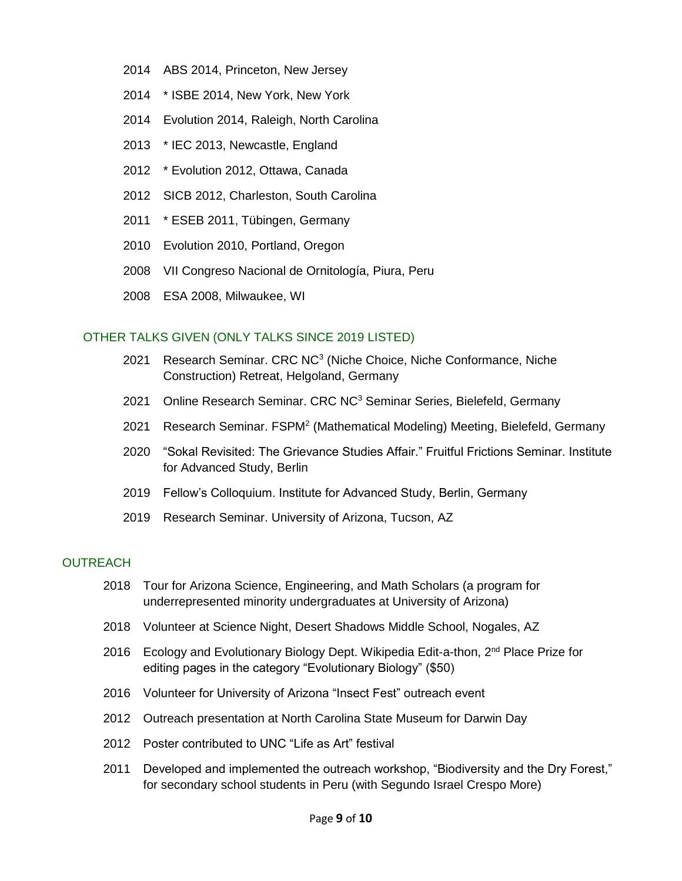- 2014 ABS 2014, Princeton, New Jersey
- 2014 * ISBE 2014, New York, New York
- 2014 Evolution 2014, Raleigh, North Carolina
- 2013 * IEC 2013, Newcastle, England
- 2012 * Evolution 2012, Ottawa, Canada
- 2012 SICB 2012, Charleston, South Carolina
- 2011 * ESEB 2011, Tübingen, Germany
- 2010 Evolution 2010, Portland, Oregon
- 2008 VII Congreso Nacional de Ornitología, Piura, Peru
- 2008 ESA 2008, Milwaukee, WI

## OTHER TALKS GIVEN (ONLY TALKS SINCE 2019 LISTED)

- 2021 Research Seminar. CRC $NC^3$ (Niche Choice, Niche Conformance, Niche Construction) Retreat, Helgoland, Germany
- 2021 Online Research Seminar. CRC $NC^3$ Seminar Series, Bielefeld, Germany
- 2021 Research Seminar. $FSPM^2$ (Mathematical Modeling) Meeting, Bielefeld, Germany
- 2020 "Sokal Revisited: The Grievance Studies Affair." Fruitful Frictions Seminar. Institute for Advanced Study, Berlin
- 2019 Fellow's Colloquium. Institute for Advanced Study, Berlin, Germany
- 2019 Research Seminar. University of Arizona, Tucson, AZ

## OUTREACH

- 2018 Tour for Arizona Science, Engineering, and Math Scholars (a program for underrepresented minority undergraduates at University of Arizona)
- 2018 Volunteer at Science Night, Desert Shadows Middle School, Nogales, AZ
- 2016 Ecology and Evolutionary Biology Dept. Wikipedia Edit-a-thon, 2nd Place Prize for editing pages in the category "Evolutionary Biology" ($50)
- 2016 Volunteer for University of Arizona "Insect Fest" outreach event
- 2012 Outreach presentation at North Carolina State Museum for Darwin Day
- 2012 Poster contributed to UNC "Life as Art" festival
- 2011 Developed and implemented the outreach workshop, "Biodiversity and the Dry Forest," for secondary school students in Peru (with Segundo Israel Crespo More)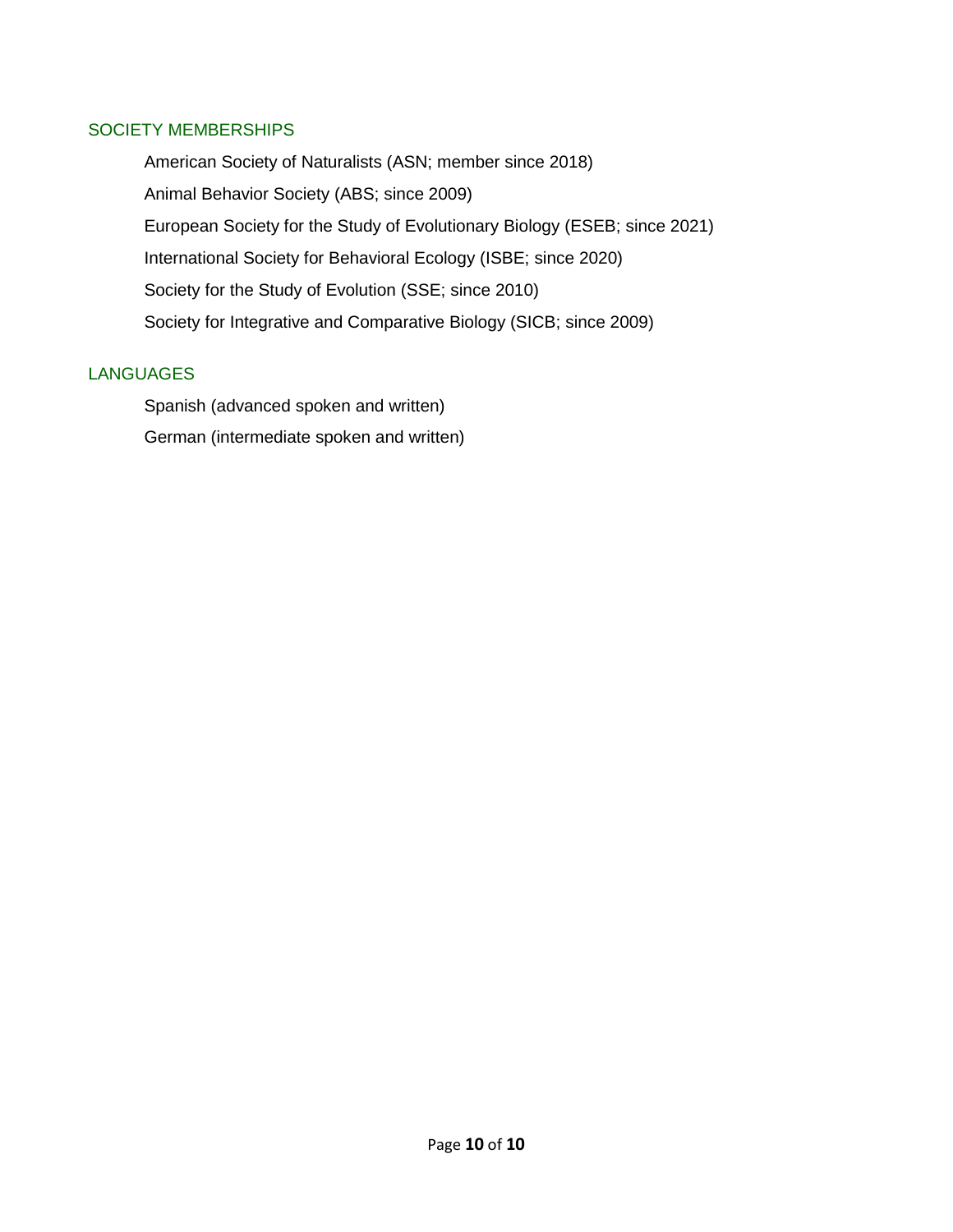## SOCIETY MEMBERSHIPS

American Society of Naturalists (ASN; member since 2018)

Animal Behavior Society (ABS; since 2009)

European Society for the Study of Evolutionary Biology (ESEB; since 2021)

International Society for Behavioral Ecology (ISBE; since 2020)

Society for the Study of Evolution (SSE; since 2010)

Society for Integrative and Comparative Biology (SICB; since 2009)

## LANGUAGES

Spanish (advanced spoken and written)

German (intermediate spoken and written)